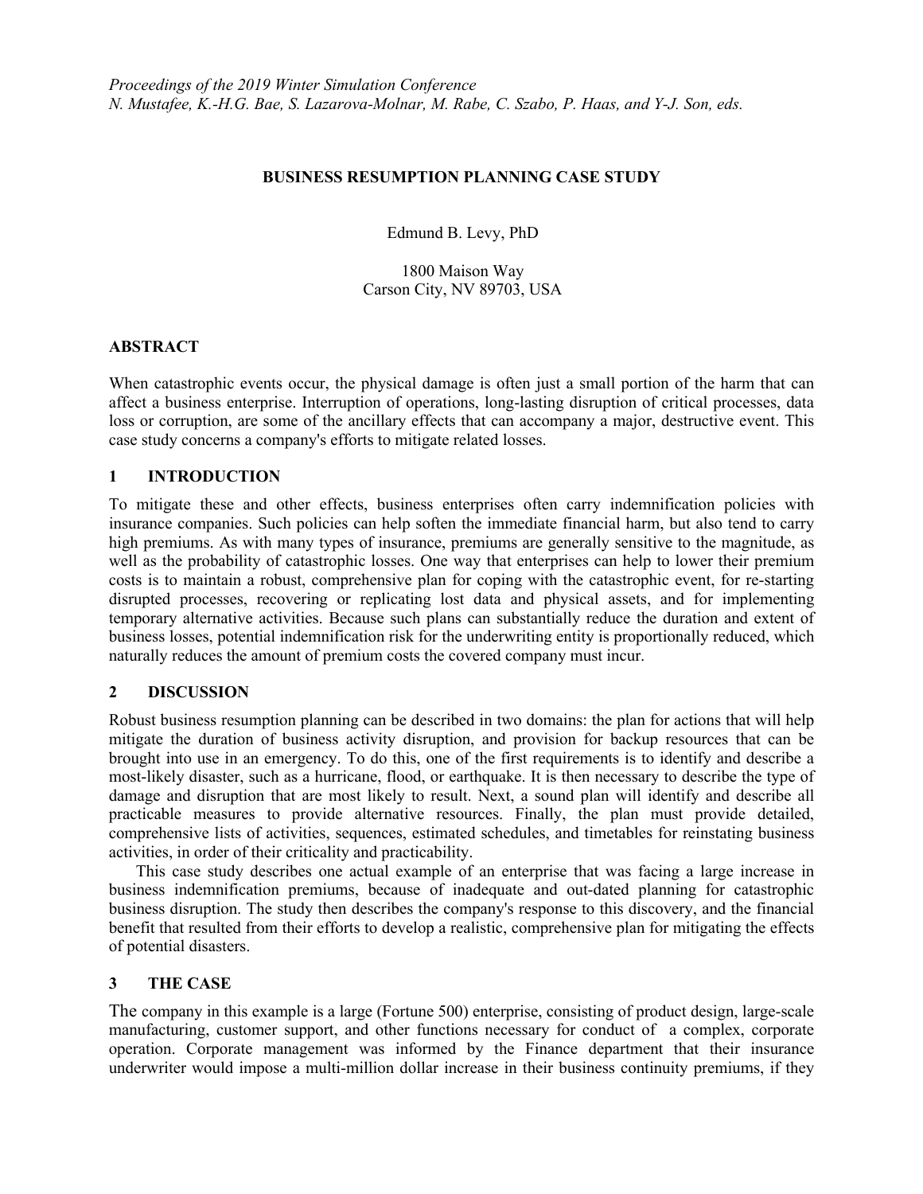*Proceedings of the 2019 Winter Simulation Conference*
*N. Mustafee, K.-H.G. Bae, S. Lazarova-Molnar, M. Rabe, C. Szabo, P. Haas, and Y-J. Son, eds.*

# BUSINESS RESUMPTION PLANNING CASE STUDY

Edmund B. Levy, PhD

1800 Maison Way
Carson City, NV 89703, USA

## ABSTRACT

When catastrophic events occur, the physical damage is often just a small portion of the harm that can affect a business enterprise. Interruption of operations, long-lasting disruption of critical processes, data loss or corruption, are some of the ancillary effects that can accompany a major, destructive event. This case study concerns a company's efforts to mitigate related losses.

## 1 INTRODUCTION

To mitigate these and other effects, business enterprises often carry indemnification policies with insurance companies. Such policies can help soften the immediate financial harm, but also tend to carry high premiums. As with many types of insurance, premiums are generally sensitive to the magnitude, as well as the probability of catastrophic losses. One way that enterprises can help to lower their premium costs is to maintain a robust, comprehensive plan for coping with the catastrophic event, for re-starting disrupted processes, recovering or replicating lost data and physical assets, and for implementing temporary alternative activities. Because such plans can substantially reduce the duration and extent of business losses, potential indemnification risk for the underwriting entity is proportionally reduced, which naturally reduces the amount of premium costs the covered company must incur.

## 2 DISCUSSION

Robust business resumption planning can be described in two domains: the plan for actions that will help mitigate the duration of business activity disruption, and provision for backup resources that can be brought into use in an emergency. To do this, one of the first requirements is to identify and describe a most-likely disaster, such as a hurricane, flood, or earthquake. It is then necessary to describe the type of damage and disruption that are most likely to result. Next, a sound plan will identify and describe all practicable measures to provide alternative resources. Finally, the plan must provide detailed, comprehensive lists of activities, sequences, estimated schedules, and timetables for reinstating business activities, in order of their criticality and practicability.

This case study describes one actual example of an enterprise that was facing a large increase in business indemnification premiums, because of inadequate and out-dated planning for catastrophic business disruption. The study then describes the company's response to this discovery, and the financial benefit that resulted from their efforts to develop a realistic, comprehensive plan for mitigating the effects of potential disasters.

## 3 THE CASE

The company in this example is a large (Fortune 500) enterprise, consisting of product design, large-scale manufacturing, customer support, and other functions necessary for conduct of a complex, corporate operation. Corporate management was informed by the Finance department that their insurance underwriter would impose a multi-million dollar increase in their business continuity premiums, if they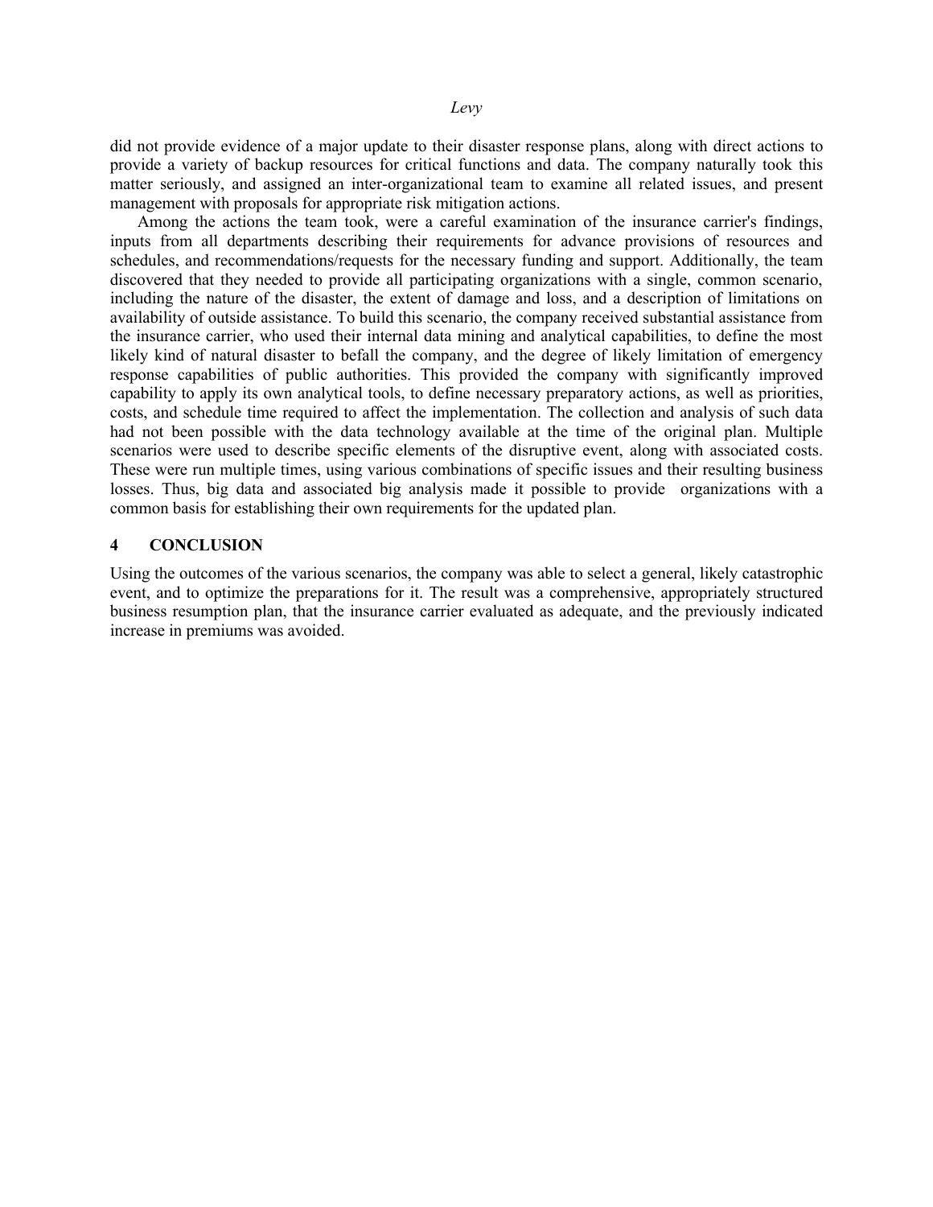did not provide evidence of a major update to their disaster response plans, along with direct actions to provide a variety of backup resources for critical functions and data. The company naturally took this matter seriously, and assigned an inter-organizational team to examine all related issues, and present management with proposals for appropriate risk mitigation actions.

Among the actions the team took, were a careful examination of the insurance carrier's findings, inputs from all departments describing their requirements for advance provisions of resources and schedules, and recommendations/requests for the necessary funding and support. Additionally, the team discovered that they needed to provide all participating organizations with a single, common scenario, including the nature of the disaster, the extent of damage and loss, and a description of limitations on availability of outside assistance. To build this scenario, the company received substantial assistance from the insurance carrier, who used their internal data mining and analytical capabilities, to define the most likely kind of natural disaster to befall the company, and the degree of likely limitation of emergency response capabilities of public authorities. This provided the company with significantly improved capability to apply its own analytical tools, to define necessary preparatory actions, as well as priorities, costs, and schedule time required to affect the implementation. The collection and analysis of such data had not been possible with the data technology available at the time of the original plan. Multiple scenarios were used to describe specific elements of the disruptive event, along with associated costs. These were run multiple times, using various combinations of specific issues and their resulting business losses. Thus, big data and associated big analysis made it possible to provide organizations with a common basis for establishing their own requirements for the updated plan.

## 4 CONCLUSION

Using the outcomes of the various scenarios, the company was able to select a general, likely catastrophic event, and to optimize the preparations for it. The result was a comprehensive, appropriately structured business resumption plan, that the insurance carrier evaluated as adequate, and the previously indicated increase in premiums was avoided.